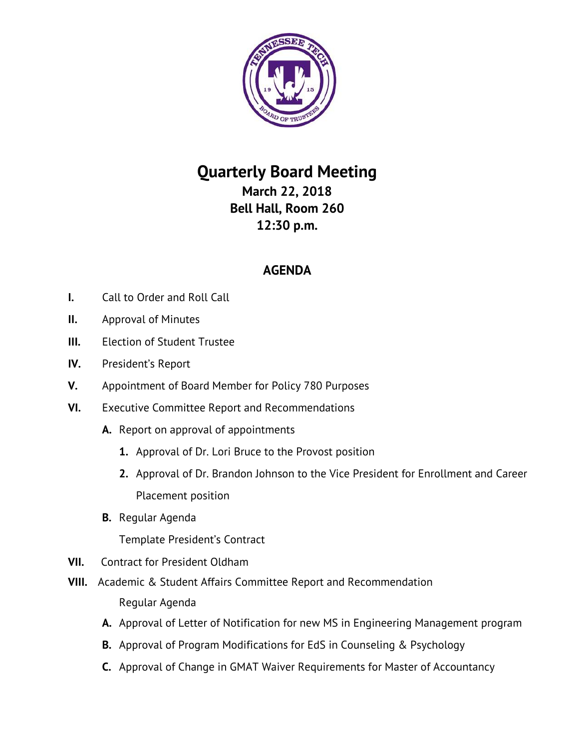# Quarterly Board Meeting

### March 22, 2018
### Bell Hall, Room 260
### 12:30 p.m.

## AGENDA

**I.** Call to Order and Roll Call

**II.** Approval of Minutes

**III.** Election of Student Trustee

**IV.** President's Report

**V.** Appointment of Board Member for Policy 780 Purposes

**VI.** Executive Committee Report and Recommendations

- **A.** Report on approval of appointments
  1. Approval of Dr. Lori Bruce to the Provost position
  2. Approval of Dr. Brandon Johnson to the Vice President for Enrollment and Career Placement position
- **B.** Regular Agenda

  Template President's Contract

**VII.** Contract for President Oldham

**VIII.** Academic & Student Affairs Committee Report and Recommendation

Regular Agenda

- **A.** Approval of Letter of Notification for new MS in Engineering Management program
- **B.** Approval of Program Modifications for EdS in Counseling & Psychology
- **C.** Approval of Change in GMAT Waiver Requirements for Master of Accountancy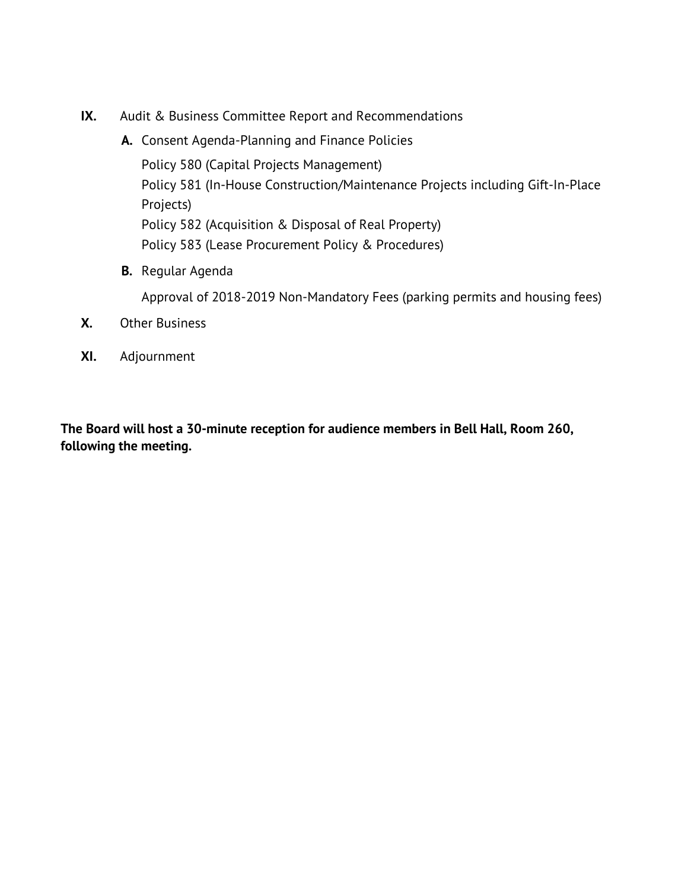**IX.** Audit & Business Committee Report and Recommendations

**A.** Consent Agenda-Planning and Finance Policies

Policy 580 (Capital Projects Management)
Policy 581 (In-House Construction/Maintenance Projects including Gift-In-Place Projects)
Policy 582 (Acquisition & Disposal of Real Property)
Policy 583 (Lease Procurement Policy & Procedures)

**B.** Regular Agenda

Approval of 2018-2019 Non-Mandatory Fees (parking permits and housing fees)

**X.** Other Business

**XI.** Adjournment

**The Board will host a 30-minute reception for audience members in Bell Hall, Room 260, following the meeting.**